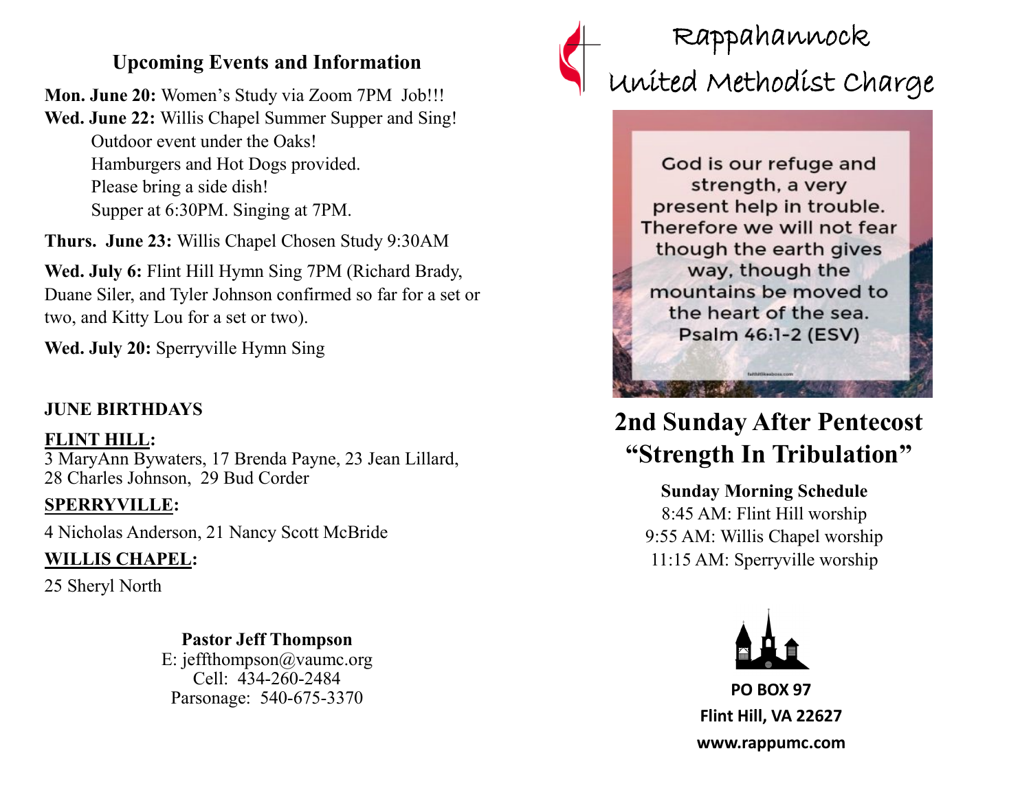## Upcoming Events and Information

**Mon. June 20:** Women's Study via Zoom 7PM Job!!!

**Wed. June 22:** Willis Chapel Summer Supper and Sing!
Outdoor event under the Oaks!
Hamburgers and Hot Dogs provided.
Please bring a side dish!
Supper at 6:30PM. Singing at 7PM.

**Thurs. June 23:** Willis Chapel Chosen Study 9:30AM

**Wed. July 6:** Flint Hill Hymn Sing 7PM (Richard Brady, Duane Siler, and Tyler Johnson confirmed so far for a set or two, and Kitty Lou for a set or two).

**Wed. July 20:** Sperryville Hymn Sing

**JUNE BIRTHDAYS**

**FLINT HILL:**
3 MaryAnn Bywaters, 17 Brenda Payne, 23 Jean Lillard, 28 Charles Johnson, 29 Bud Corder

**SPERRYVILLE:**
4 Nicholas Anderson, 21 Nancy Scott McBride

**WILLIS CHAPEL:**
25 Sheryl North

**Pastor Jeff Thompson**
E: jeffthompson@vaumc.org
Cell: 434-260-2484
Parsonage: 540-675-3370

# Rappahannock United Methodist Charge

God is our refuge and strength, a very present help in trouble. Therefore we will not fear though the earth gives way, though the mountains be moved to the heart of the sea.
Psalm 46:1-2 (ESV)

## 2nd Sunday After Pentecost
## "Strength In Tribulation"

**Sunday Morning Schedule**
8:45 AM: Flint Hill worship
9:55 AM: Willis Chapel worship
11:15 AM: Sperryville worship

**PO BOX 97**
**Flint Hill, VA 22627**
**www.rappumc.com**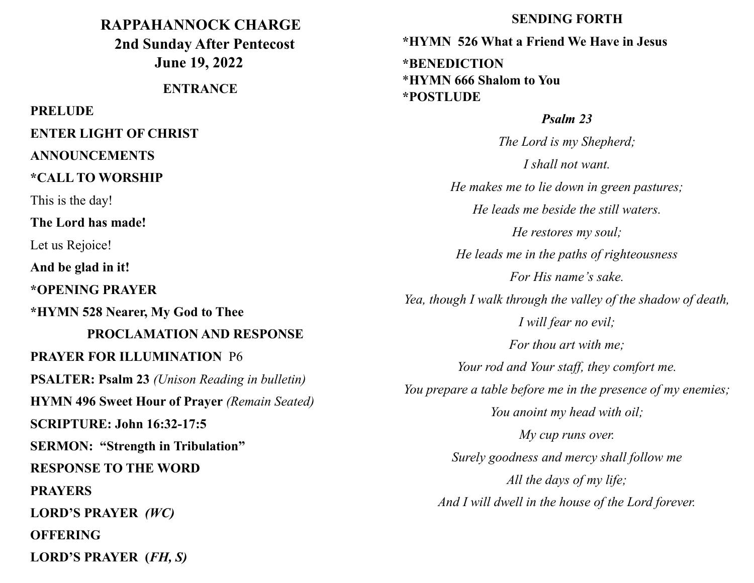# RAPPAHANNOCK CHARGE
## 2nd Sunday After Pentecost
## June 19, 2022

### ENTRANCE

**PRELUDE**

**ENTER LIGHT OF CHRIST**

**ANNOUNCEMENTS**

**\*CALL TO WORSHIP**

This is the day!

**The Lord has made!**

Let us Rejoice!

**And be glad in it!**

**\*OPENING PRAYER**

**\*HYMN 528 Nearer, My God to Thee**

### PROCLAMATION AND RESPONSE

**PRAYER FOR ILLUMINATION** P6

**PSALTER: Psalm 23** *(Unison Reading in bulletin)*

**HYMN 496 Sweet Hour of Prayer** *(Remain Seated)*

**SCRIPTURE: John 16:32-17:5**

**SERMON: "Strength in Tribulation"**

**RESPONSE TO THE WORD**

**PRAYERS**

**LORD'S PRAYER** ***(WC)***

**OFFERING**

**LORD'S PRAYER (*FH, S)***

### SENDING FORTH

**\*HYMN 526 What a Friend We Have in Jesus**

**\*BENEDICTION**
**\*HYMN 666 Shalom to You**
**\*POSTLUDE**

***Psalm 23***

*The Lord is my Shepherd;*

*I shall not want.*

*He makes me to lie down in green pastures;*

*He leads me beside the still waters.*

*He restores my soul;*

*He leads me in the paths of righteousness*

*For His name's sake.*

*Yea, though I walk through the valley of the shadow of death,*

*I will fear no evil;*

*For thou art with me;*

*Your rod and Your staff, they comfort me.*

*You prepare a table before me in the presence of my enemies;*

*You anoint my head with oil;*

*My cup runs over.*

*Surely goodness and mercy shall follow me*

*All the days of my life;*

*And I will dwell in the house of the Lord forever.*